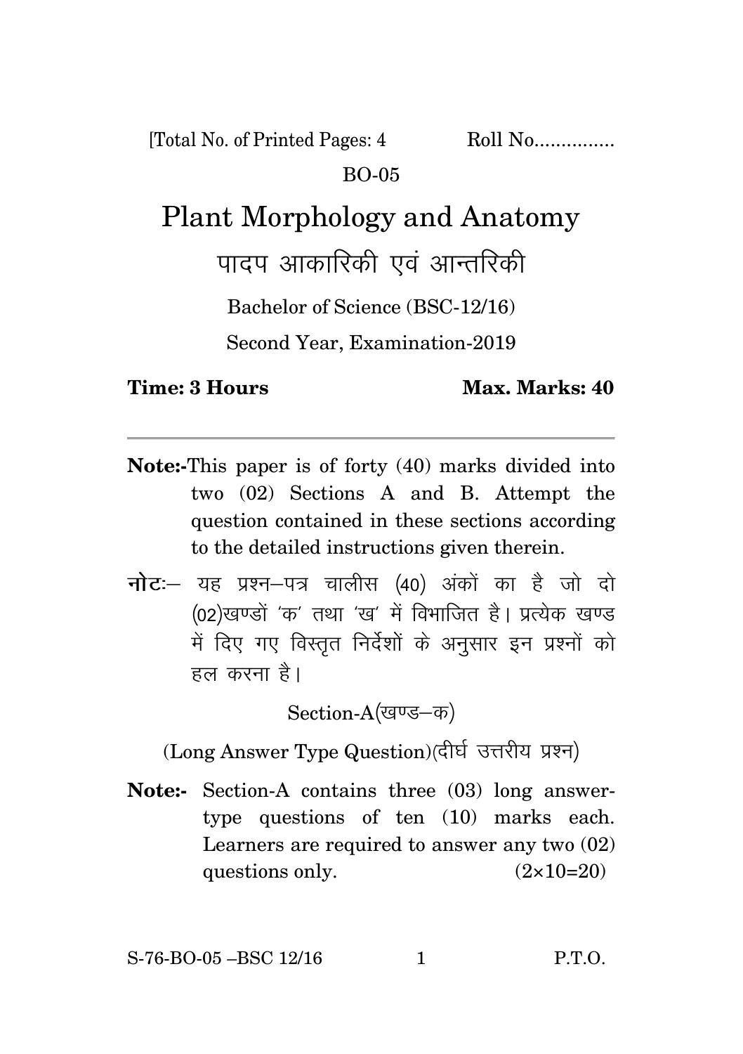[Total No. of Printed Pages: 4 Roll No...............

BO-05

# Plant Morphology and Anatomy

# पादप आकारिकी एवं आन्तरिकी

Bachelor of Science (BSC-12/16)

Second Year, Examination-2019

**Time: 3 Hours** **Max. Marks: 40**

---

**Note:-** This paper is of forty (40) marks divided into two (02) Sections A and B. Attempt the question contained in these sections according to the detailed instructions given therein.

**नोटः–** यह प्रश्न–पत्र चालीस (40) अंकों का है जो दो (02)खण्डों 'क' तथा 'ख' में विभाजित है। प्रत्येक खण्ड में दिए गए विस्तृत निर्देशों के अनुसार इन प्रश्नों को हल करना है।

## Section-A(खण्ड–क)

(Long Answer Type Question)(दीर्घ उत्तरीय प्रश्न)

**Note:-** Section-A contains three (03) long answer-type questions of ten (10) marks each. Learners are required to answer any two (02) questions only. (2×10=20)

S-76-BO-05 –BSC 12/16 P.T.O.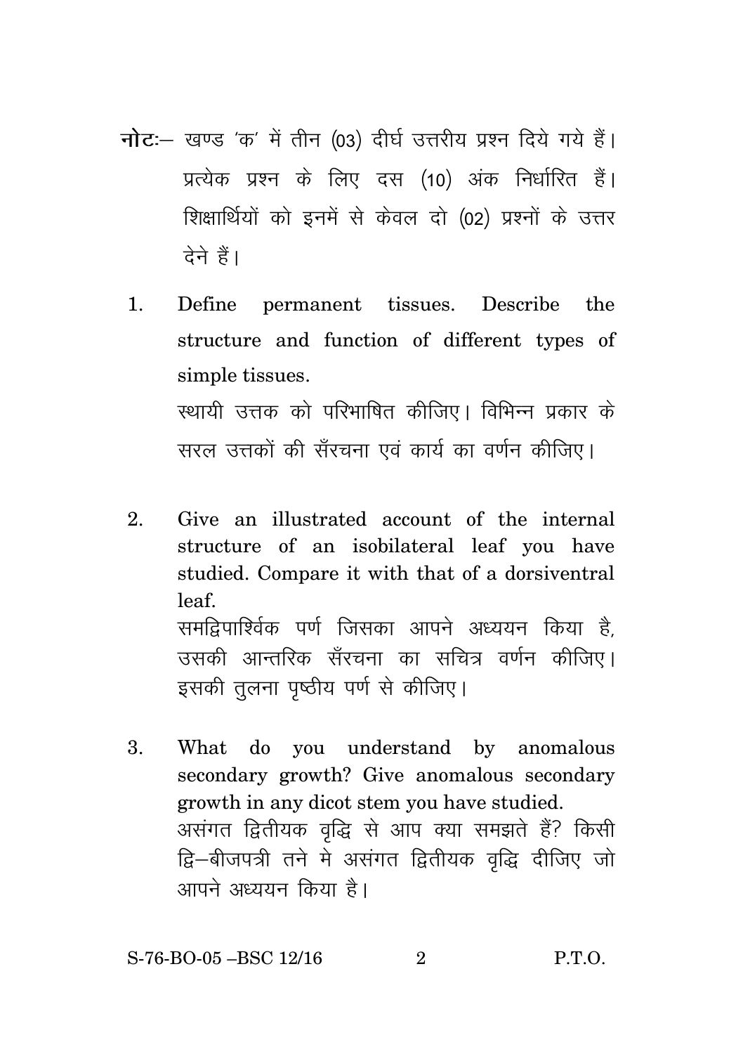**नोटः**— खण्ड 'क' में तीन (03) दीर्घ उत्तरीय प्रश्न दिये गये हैं। प्रत्येक प्रश्न के लिए दस (10) अंक निर्धारित हैं। शिक्षार्थियों को इनमें से केवल दो (02) प्रश्नों के उत्तर देने हैं।

1. Define permanent tissues. Describe the structure and function of different types of simple tissues.

   स्थायी उत्तक को परिभाषित कीजिए। विभिन्न प्रकार के सरल उत्तकों की सँरचना एवं कार्य का वर्णन कीजिए।

2. Give an illustrated account of the internal structure of an isobilateral leaf you have studied. Compare it with that of a dorsiventral leaf.

   समद्विपार्श्विक पर्ण जिसका आपने अध्ययन किया है, उसकी आन्तरिक सँरचना का सचित्र वर्णन कीजिए। इसकी तुलना पृष्ठीय पर्ण से कीजिए।

3. What do you understand by anomalous secondary growth? Give anomalous secondary growth in any dicot stem you have studied.

   असंगत द्वितीयक वृद्धि से आप क्या समझते हैं? किसी द्वि–बीजपत्री तने मे असंगत द्वितीयक वृद्धि दीजिए जो आपने अध्ययन किया है।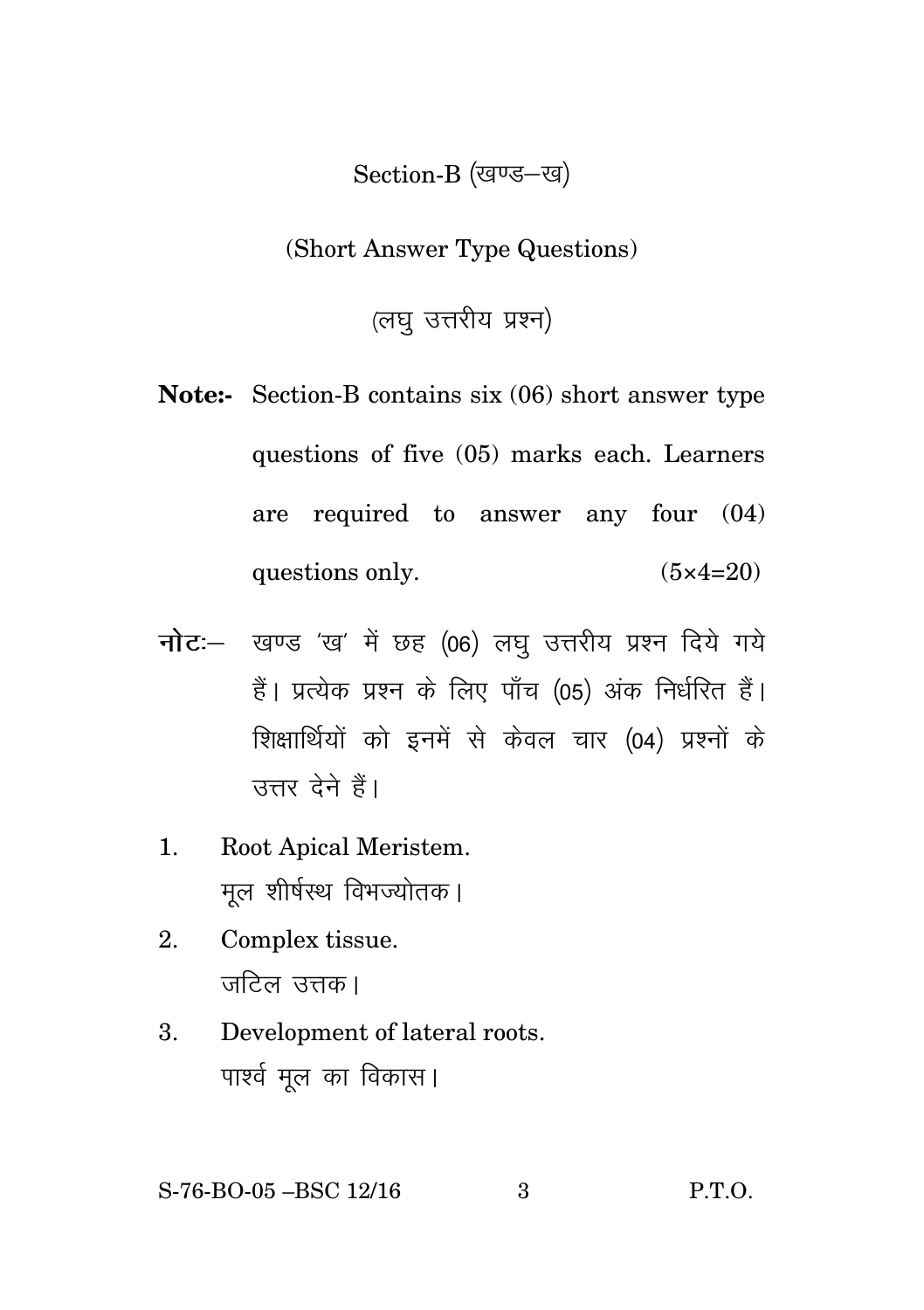## Section-B (खण्ड–ख)

### (Short Answer Type Questions)

### (लघु उत्तरीय प्रश्न)

**Note:-** Section-B contains six (06) short answer type questions of five (05) marks each. Learners are required to answer any four (04) questions only. (5×4=20)

**नोटः–** खण्ड 'ख' में छह (06) लघु उत्तरीय प्रश्न दिये गये हैं। प्रत्येक प्रश्न के लिए पाँच (05) अंक निर्धरित हैं। शिक्षार्थियों को इनमें से केवल चार (04) प्रश्नों के उत्तर देने हैं।

1. Root Apical Meristem.
   मूल शीर्षस्थ विभज्योतक।
2. Complex tissue.
   जटिल उत्तक।
3. Development of lateral roots.
   पार्श्व मूल का विकास।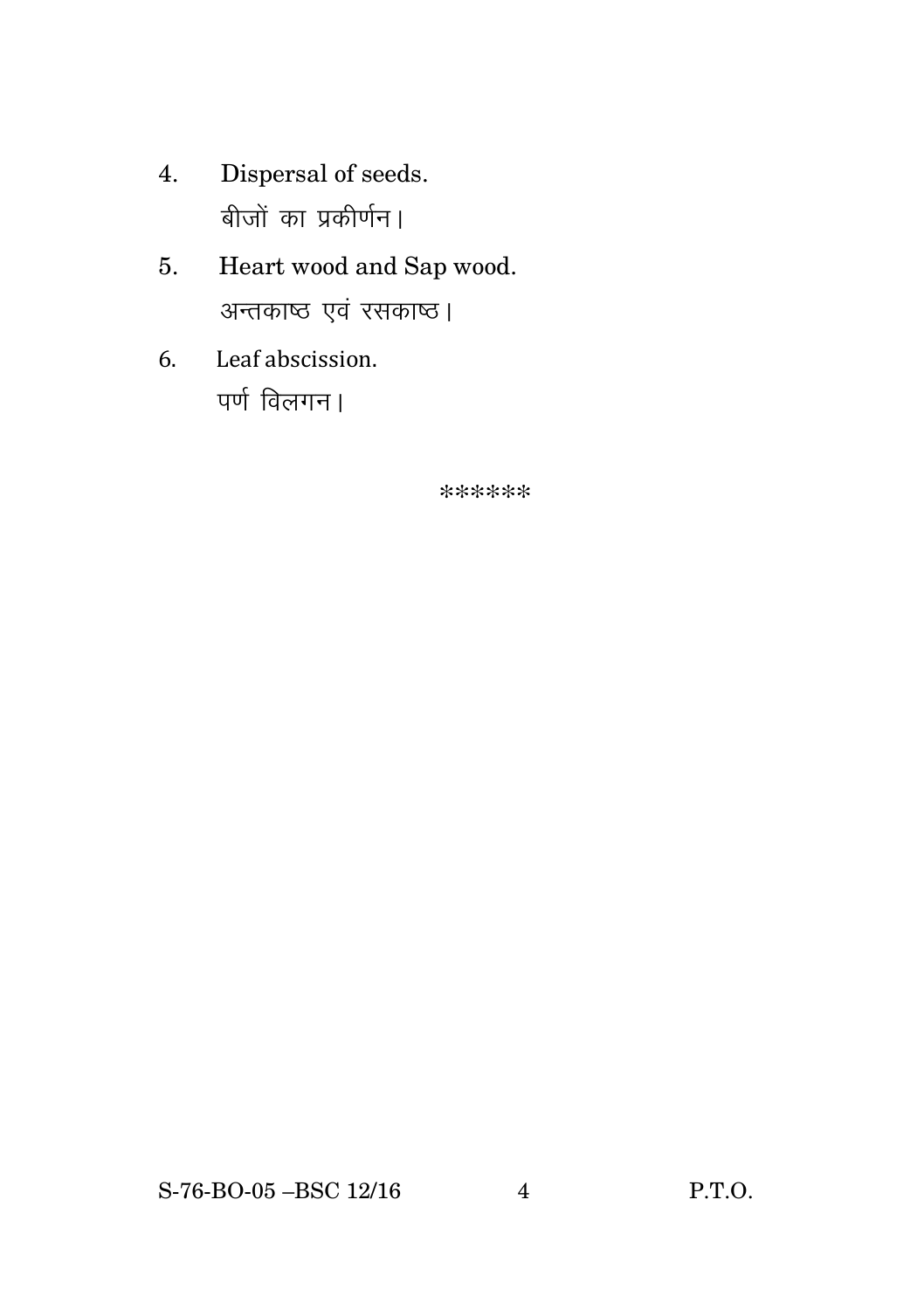4. Dispersal of seeds.
   बीजों का प्रकीर्णन।

5. Heart wood and Sap wood.
   अन्तकाष्ठ एवं रसकाष्ठ।

6. Leaf abscission.
   पर्ण विलगन।

******